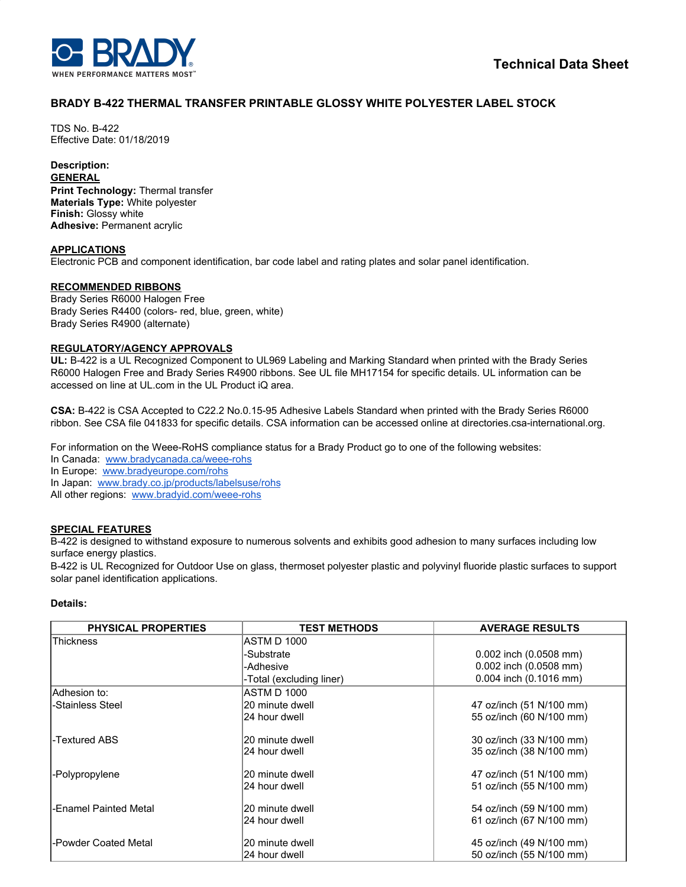BRADY
WHEN PERFORMANCE MATTERS MOST™

**Technical Data Sheet**

# BRADY B-422 THERMAL TRANSFER PRINTABLE GLOSSY WHITE POLYESTER LABEL STOCK

TDS No. B-422
Effective Date: 01/18/2019

**Description:**

**GENERAL**

**Print Technology:** Thermal transfer
**Materials Type:** White polyester
**Finish:** Glossy white
**Adhesive:** Permanent acrylic

**APPLICATIONS**

Electronic PCB and component identification, bar code label and rating plates and solar panel identification.

**RECOMMENDED RIBBONS**

Brady Series R6000 Halogen Free
Brady Series R4400 (colors- red, blue, green, white)
Brady Series R4900 (alternate)

**REGULATORY/AGENCY APPROVALS**

**UL:** B-422 is a UL Recognized Component to UL969 Labeling and Marking Standard when printed with the Brady Series R6000 Halogen Free and Brady Series R4900 ribbons. See UL file MH17154 for specific details. UL information can be accessed on line at UL.com in the UL Product iQ area.

**CSA:** B-422 is CSA Accepted to C22.2 No.0.15-95 Adhesive Labels Standard when printed with the Brady Series R6000 ribbon. See CSA file 041833 for specific details. CSA information can be accessed online at directories.csa-international.org.

For information on the Weee-RoHS compliance status for a Brady Product go to one of the following websites:
In Canada: www.bradycanada.ca/weee-rohs
In Europe: www.bradyeurope.com/rohs
In Japan: www.brady.co.jp/products/labelsuse/rohs
All other regions: www.bradyid.com/weee-rohs

**SPECIAL FEATURES**

B-422 is designed to withstand exposure to numerous solvents and exhibits good adhesion to many surfaces including low surface energy plastics.
B-422 is UL Recognized for Outdoor Use on glass, thermoset polyester plastic and polyvinyl fluoride plastic surfaces to support solar panel identification applications.

**Details:**

| PHYSICAL PROPERTIES | TEST METHODS | AVERAGE RESULTS |
|---|---|---|
| Thickness | ASTM D 1000 | |
| | -Substrate | 0.002 inch (0.0508 mm) |
| | -Adhesive | 0.002 inch (0.0508 mm) |
| | -Total (excluding liner) | 0.004 inch (0.1016 mm) |
| Adhesion to: | ASTM D 1000 | |
| -Stainless Steel | 20 minute dwell | 47 oz/inch (51 N/100 mm) |
| | 24 hour dwell | 55 oz/inch (60 N/100 mm) |
| -Textured ABS | 20 minute dwell | 30 oz/inch (33 N/100 mm) |
| | 24 hour dwell | 35 oz/inch (38 N/100 mm) |
| -Polypropylene | 20 minute dwell | 47 oz/inch (51 N/100 mm) |
| | 24 hour dwell | 51 oz/inch (55 N/100 mm) |
| -Enamel Painted Metal | 20 minute dwell | 54 oz/inch (59 N/100 mm) |
| | 24 hour dwell | 61 oz/inch (67 N/100 mm) |
| -Powder Coated Metal | 20 minute dwell | 45 oz/inch (49 N/100 mm) |
| | 24 hour dwell | 50 oz/inch (55 N/100 mm) |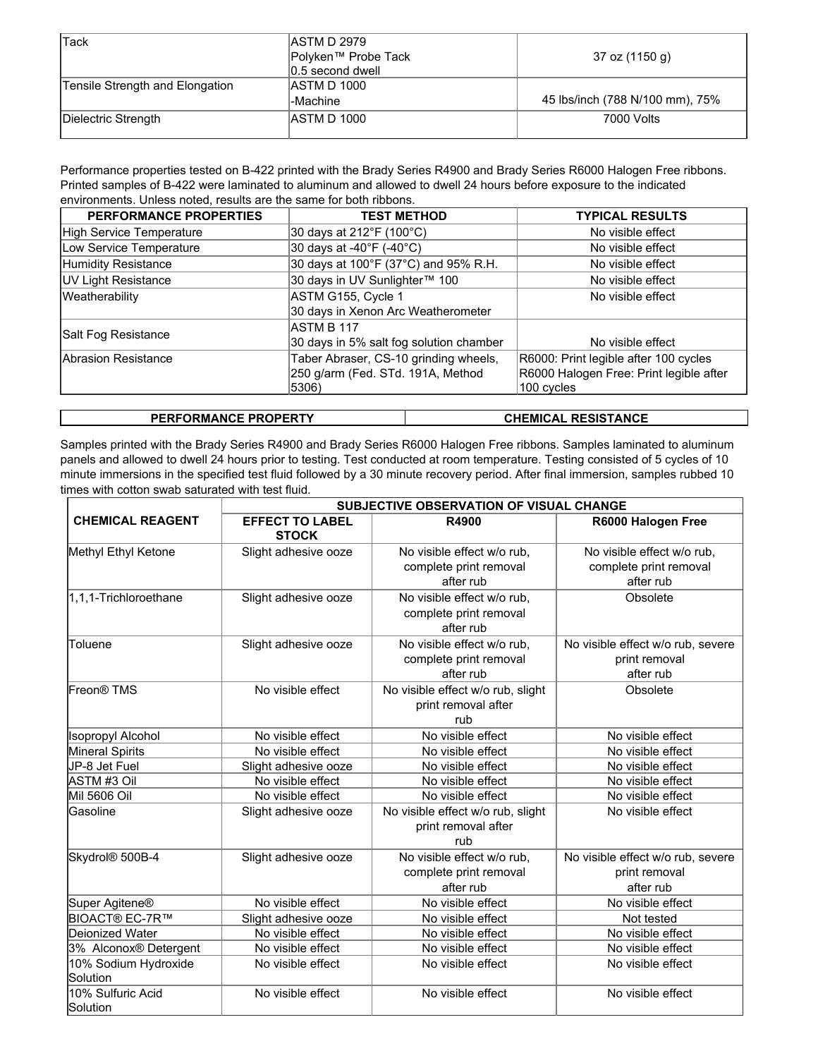| | | |
|---|---|---|
| Tack | ASTM D 2979<br>Polyken™ Probe Tack<br>0.5 second dwell | 37 oz (1150 g) |
| Tensile Strength and Elongation | ASTM D 1000<br>-Machine | 45 lbs/inch (788 N/100 mm), 75% |
| Dielectric Strength | ASTM D 1000 | 7000 Volts |

Performance properties tested on B-422 printed with the Brady Series R4900 and Brady Series R6000 Halogen Free ribbons. Printed samples of B-422 were laminated to aluminum and allowed to dwell 24 hours before exposure to the indicated environments. Unless noted, results are the same for both ribbons.

| PERFORMANCE PROPERTIES | TEST METHOD | TYPICAL RESULTS |
|---|---|---|
| High Service Temperature | 30 days at 212°F (100°C) | No visible effect |
| Low Service Temperature | 30 days at -40°F (-40°C) | No visible effect |
| Humidity Resistance | 30 days at 100°F (37°C) and 95% R.H. | No visible effect |
| UV Light Resistance | 30 days in UV Sunlighter™ 100 | No visible effect |
| Weatherability | ASTM G155, Cycle 1<br>30 days in Xenon Arc Weatherometer | No visible effect |
| Salt Fog Resistance | ASTM B 117<br>30 days in 5% salt fog solution chamber | No visible effect |
| Abrasion Resistance | Taber Abraser, CS-10 grinding wheels, 250 g/arm (Fed. STd. 191A, Method 5306) | R6000: Print legible after 100 cycles<br>R6000 Halogen Free: Print legible after 100 cycles |

| PERFORMANCE PROPERTY | CHEMICAL RESISTANCE |
|---|---|

Samples printed with the Brady Series R4900 and Brady Series R6000 Halogen Free ribbons. Samples laminated to aluminum panels and allowed to dwell 24 hours prior to testing. Test conducted at room temperature. Testing consisted of 5 cycles of 10 minute immersions in the specified test fluid followed by a 30 minute recovery period. After final immersion, samples rubbed 10 times with cotton swab saturated with test fluid.

| CHEMICAL REAGENT | SUBJECTIVE OBSERVATION OF VISUAL CHANGE | | |
|---|---|---|---|
| | EFFECT TO LABEL STOCK | R4900 | R6000 Halogen Free |
| Methyl Ethyl Ketone | Slight adhesive ooze | No visible effect w/o rub, complete print removal after rub | No visible effect w/o rub, complete print removal after rub |
| 1,1,1-Trichloroethane | Slight adhesive ooze | No visible effect w/o rub, complete print removal after rub | Obsolete |
| Toluene | Slight adhesive ooze | No visible effect w/o rub, complete print removal after rub | No visible effect w/o rub, severe print removal after rub |
| Freon® TMS | No visible effect | No visible effect w/o rub, slight print removal after rub | Obsolete |
| Isopropyl Alcohol | No visible effect | No visible effect | No visible effect |
| Mineral Spirits | No visible effect | No visible effect | No visible effect |
| JP-8 Jet Fuel | Slight adhesive ooze | No visible effect | No visible effect |
| ASTM #3 Oil | No visible effect | No visible effect | No visible effect |
| Mil 5606 Oil | No visible effect | No visible effect | No visible effect |
| Gasoline | Slight adhesive ooze | No visible effect w/o rub, slight print removal after rub | No visible effect |
| Skydrol® 500B-4 | Slight adhesive ooze | No visible effect w/o rub, complete print removal after rub | No visible effect w/o rub, severe print removal after rub |
| Super Agitene® | No visible effect | No visible effect | No visible effect |
| BIOACT® EC-7R™ | Slight adhesive ooze | No visible effect | Not tested |
| Deionized Water | No visible effect | No visible effect | No visible effect |
| 3% Alconox® Detergent | No visible effect | No visible effect | No visible effect |
| 10% Sodium Hydroxide Solution | No visible effect | No visible effect | No visible effect |
| 10% Sulfuric Acid Solution | No visible effect | No visible effect | No visible effect |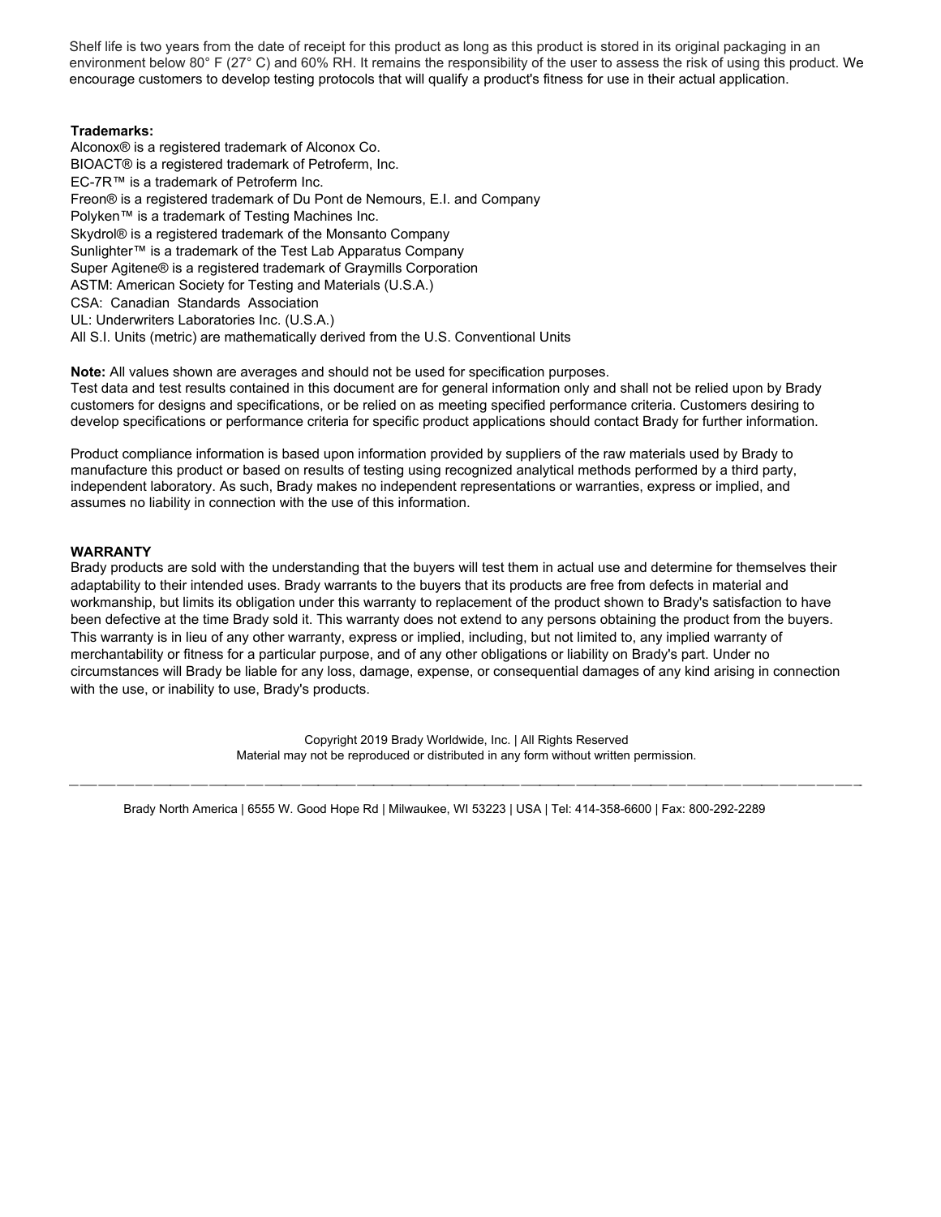Shelf life is two years from the date of receipt for this product as long as this product is stored in its original packaging in an environment below 80° F (27° C) and 60% RH. It remains the responsibility of the user to assess the risk of using this product. We encourage customers to develop testing protocols that will qualify a product's fitness for use in their actual application.

**Trademarks:**
Alconox® is a registered trademark of Alconox Co.
BIOACT® is a registered trademark of Petroferm, Inc.
EC-7R™ is a trademark of Petroferm Inc.
Freon® is a registered trademark of Du Pont de Nemours, E.I. and Company
Polyken™ is a trademark of Testing Machines Inc.
Skydrol® is a registered trademark of the Monsanto Company
Sunlighter™ is a trademark of the Test Lab Apparatus Company
Super Agitene® is a registered trademark of Graymills Corporation
ASTM: American Society for Testing and Materials (U.S.A.)
CSA: Canadian Standards Association
UL: Underwriters Laboratories Inc. (U.S.A.)
All S.I. Units (metric) are mathematically derived from the U.S. Conventional Units

**Note:** All values shown are averages and should not be used for specification purposes.
Test data and test results contained in this document are for general information only and shall not be relied upon by Brady customers for designs and specifications, or be relied on as meeting specified performance criteria. Customers desiring to develop specifications or performance criteria for specific product applications should contact Brady for further information.

Product compliance information is based upon information provided by suppliers of the raw materials used by Brady to manufacture this product or based on results of testing using recognized analytical methods performed by a third party, independent laboratory. As such, Brady makes no independent representations or warranties, express or implied, and assumes no liability in connection with the use of this information.

**WARRANTY**
Brady products are sold with the understanding that the buyers will test them in actual use and determine for themselves their adaptability to their intended uses. Brady warrants to the buyers that its products are free from defects in material and workmanship, but limits its obligation under this warranty to replacement of the product shown to Brady's satisfaction to have been defective at the time Brady sold it. This warranty does not extend to any persons obtaining the product from the buyers. This warranty is in lieu of any other warranty, express or implied, including, but not limited to, any implied warranty of merchantability or fitness for a particular purpose, and of any other obligations or liability on Brady's part. Under no circumstances will Brady be liable for any loss, damage, expense, or consequential damages of any kind arising in connection with the use, or inability to use, Brady's products.

Copyright 2019 Brady Worldwide, Inc. | All Rights Reserved
Material may not be reproduced or distributed in any form without written permission.

---

Brady North America | 6555 W. Good Hope Rd | Milwaukee, WI 53223 | USA | Tel: 414-358-6600 | Fax: 800-292-2289